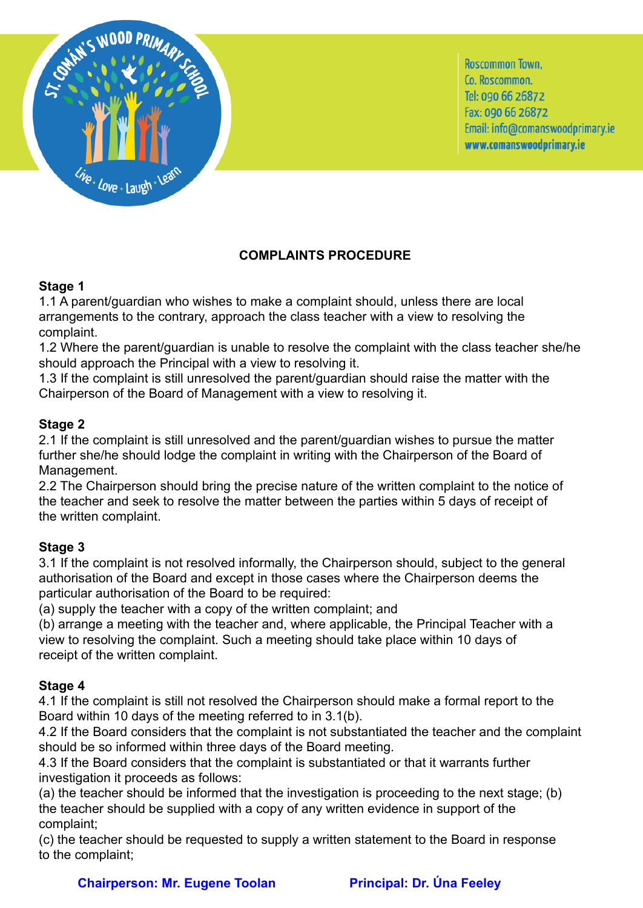Roscommon Town,
Co. Roscommon.
Tel: 090 66 26872
Fax: 090 66 26872
Email: info@comanswoodprimary.ie
**www.comanswoodprimary.ie**

## COMPLAINTS PROCEDURE

**Stage 1**

1.1 A parent/guardian who wishes to make a complaint should, unless there are local arrangements to the contrary, approach the class teacher with a view to resolving the complaint.

1.2 Where the parent/guardian is unable to resolve the complaint with the class teacher she/he should approach the Principal with a view to resolving it.

1.3 If the complaint is still unresolved the parent/guardian should raise the matter with the Chairperson of the Board of Management with a view to resolving it.

**Stage 2**

2.1 If the complaint is still unresolved and the parent/guardian wishes to pursue the matter further she/he should lodge the complaint in writing with the Chairperson of the Board of Management.

2.2 The Chairperson should bring the precise nature of the written complaint to the notice of the teacher and seek to resolve the matter between the parties within 5 days of receipt of the written complaint.

**Stage 3**

3.1 If the complaint is not resolved informally, the Chairperson should, subject to the general authorisation of the Board and except in those cases where the Chairperson deems the particular authorisation of the Board to be required:

(a) supply the teacher with a copy of the written complaint; and

(b) arrange a meeting with the teacher and, where applicable, the Principal Teacher with a view to resolving the complaint. Such a meeting should take place within 10 days of receipt of the written complaint.

**Stage 4**

4.1 If the complaint is still not resolved the Chairperson should make a formal report to the Board within 10 days of the meeting referred to in 3.1(b).

4.2 If the Board considers that the complaint is not substantiated the teacher and the complaint should be so informed within three days of the Board meeting.

4.3 If the Board considers that the complaint is substantiated or that it warrants further investigation it proceeds as follows:

(a) the teacher should be informed that the investigation is proceeding to the next stage; (b) the teacher should be supplied with a copy of any written evidence in support of the complaint;

(c) the teacher should be requested to supply a written statement to the Board in response to the complaint;

**Chairperson: Mr. Eugene Toolan** **Principal: Dr. Úna Feeley**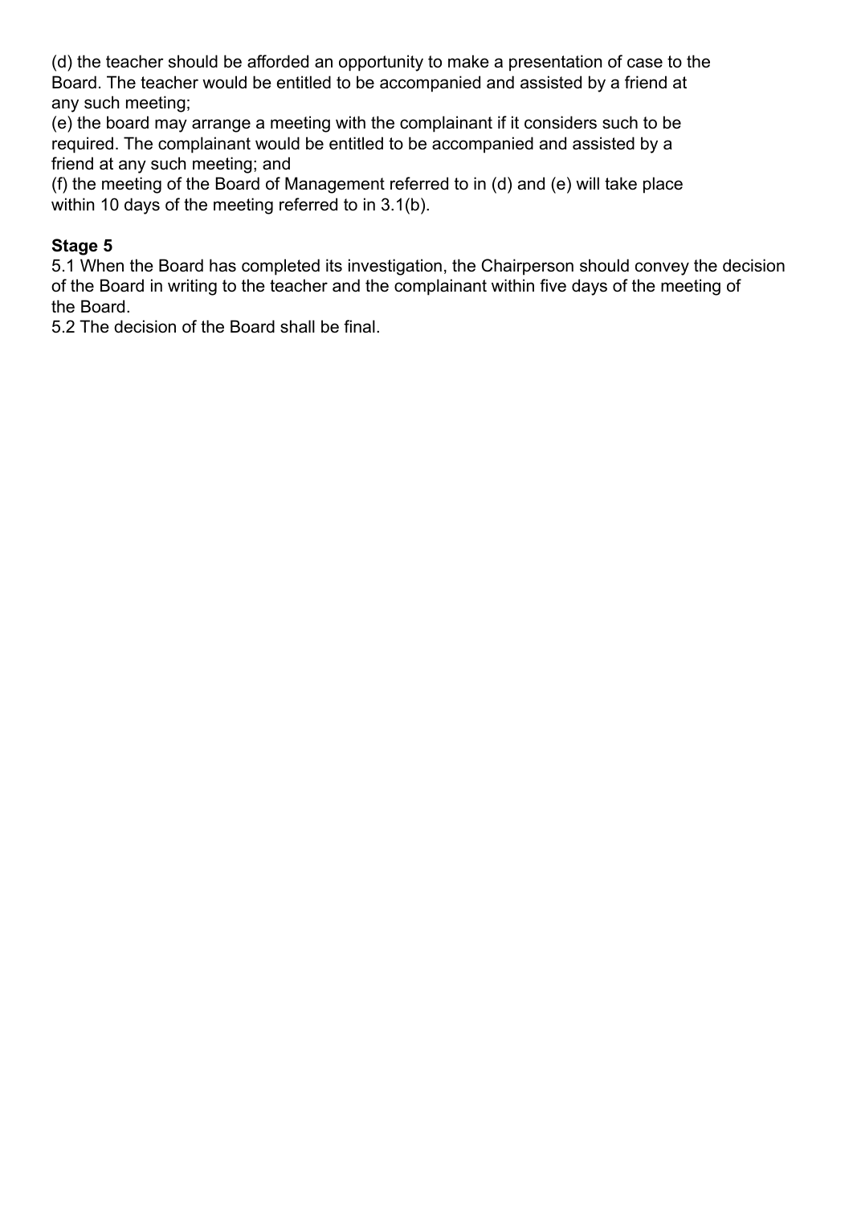(d) the teacher should be afforded an opportunity to make a presentation of case to the Board. The teacher would be entitled to be accompanied and assisted by a friend at any such meeting;

(e) the board may arrange a meeting with the complainant if it considers such to be required. The complainant would be entitled to be accompanied and assisted by a friend at any such meeting; and

(f) the meeting of the Board of Management referred to in (d) and (e) will take place within 10 days of the meeting referred to in 3.1(b).

**Stage 5**

5.1 When the Board has completed its investigation, the Chairperson should convey the decision of the Board in writing to the teacher and the complainant within five days of the meeting of the Board.

5.2 The decision of the Board shall be final.